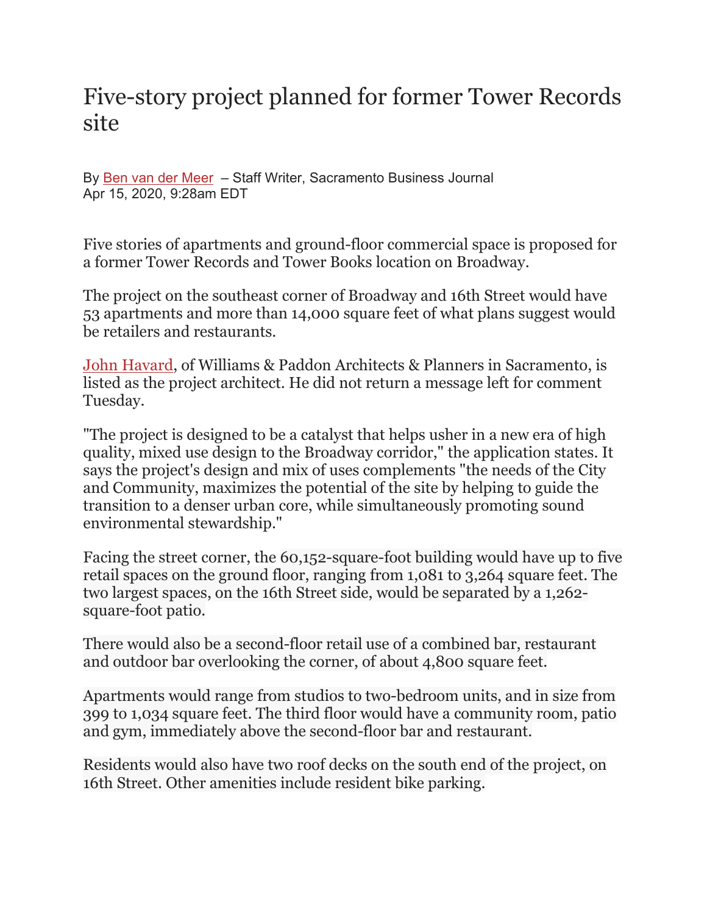# Five-story project planned for former Tower Records site

By Ben van der Meer – Staff Writer, Sacramento Business Journal
Apr 15, 2020, 9:28am EDT

Five stories of apartments and ground-floor commercial space is proposed for a former Tower Records and Tower Books location on Broadway.

The project on the southeast corner of Broadway and 16th Street would have 53 apartments and more than 14,000 square feet of what plans suggest would be retailers and restaurants.

John Havard, of Williams & Paddon Architects & Planners in Sacramento, is listed as the project architect. He did not return a message left for comment Tuesday.

"The project is designed to be a catalyst that helps usher in a new era of high quality, mixed use design to the Broadway corridor," the application states. It says the project's design and mix of uses complements "the needs of the City and Community, maximizes the potential of the site by helping to guide the transition to a denser urban core, while simultaneously promoting sound environmental stewardship."

Facing the street corner, the 60,152-square-foot building would have up to five retail spaces on the ground floor, ranging from 1,081 to 3,264 square feet. The two largest spaces, on the 16th Street side, would be separated by a 1,262-square-foot patio.

There would also be a second-floor retail use of a combined bar, restaurant and outdoor bar overlooking the corner, of about 4,800 square feet.

Apartments would range from studios to two-bedroom units, and in size from 399 to 1,034 square feet. The third floor would have a community room, patio and gym, immediately above the second-floor bar and restaurant.

Residents would also have two roof decks on the south end of the project, on 16th Street. Other amenities include resident bike parking.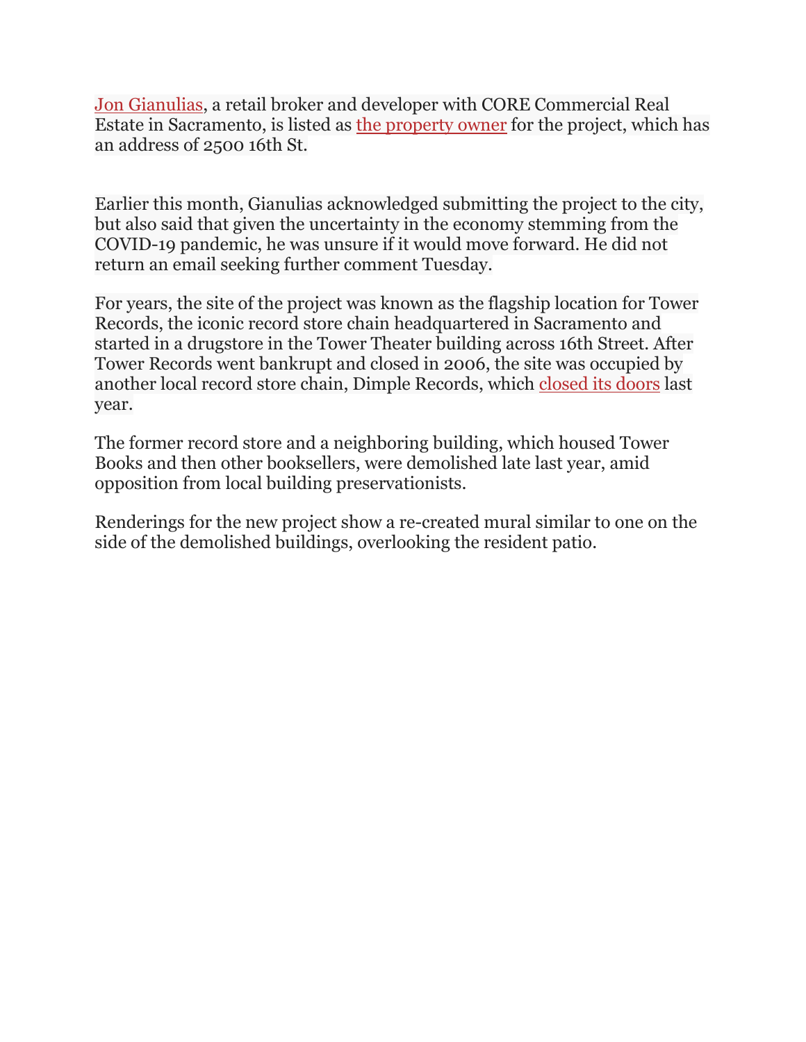Jon Gianulias, a retail broker and developer with CORE Commercial Real Estate in Sacramento, is listed as the property owner for the project, which has an address of 2500 16th St.

Earlier this month, Gianulias acknowledged submitting the project to the city, but also said that given the uncertainty in the economy stemming from the COVID-19 pandemic, he was unsure if it would move forward. He did not return an email seeking further comment Tuesday.

For years, the site of the project was known as the flagship location for Tower Records, the iconic record store chain headquartered in Sacramento and started in a drugstore in the Tower Theater building across 16th Street. After Tower Records went bankrupt and closed in 2006, the site was occupied by another local record store chain, Dimple Records, which closed its doors last year.

The former record store and a neighboring building, which housed Tower Books and then other booksellers, were demolished late last year, amid opposition from local building preservationists.

Renderings for the new project show a re-created mural similar to one on the side of the demolished buildings, overlooking the resident patio.